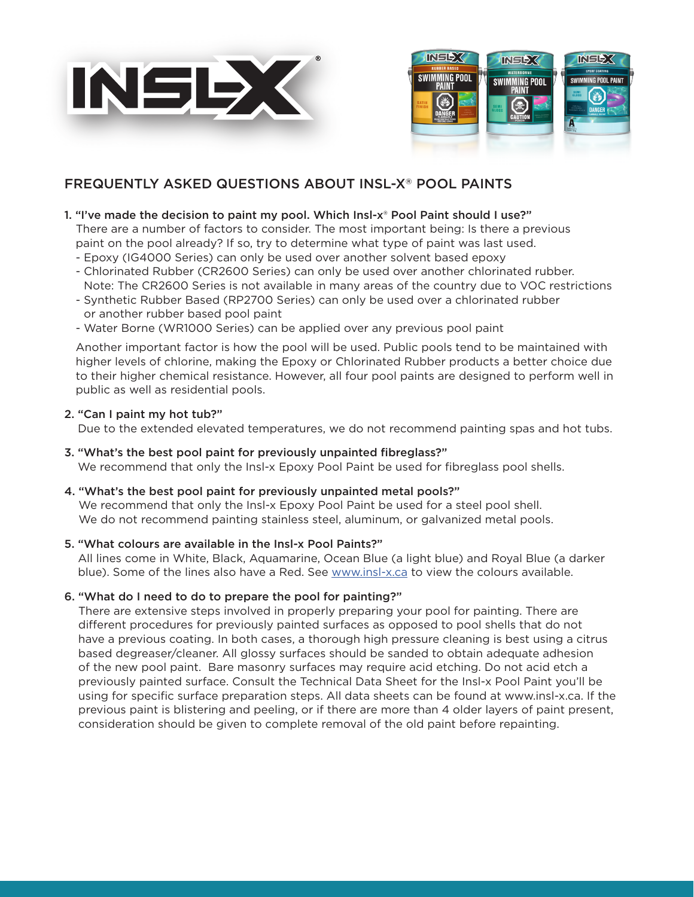# FREQUENTLY ASKED QUESTIONS ABOUT INSL-X® POOL PAINTS

1. **"I've made the decision to paint my pool. Which Insl-x® Pool Paint should I use?"**

   There are a number of factors to consider. The most important being: Is there a previous paint on the pool already? If so, try to determine what type of paint was last used.

   - Epoxy (IG4000 Series) can only be used over another solvent based epoxy
   - Chlorinated Rubber (CR2600 Series) can only be used over another chlorinated rubber. Note: The CR2600 Series is not available in many areas of the country due to VOC restrictions
   - Synthetic Rubber Based (RP2700 Series) can only be used over a chlorinated rubber or another rubber based pool paint
   - Water Borne (WR1000 Series) can be applied over any previous pool paint

   Another important factor is how the pool will be used. Public pools tend to be maintained with higher levels of chlorine, making the Epoxy or Chlorinated Rubber products a better choice due to their higher chemical resistance. However, all four pool paints are designed to perform well in public as well as residential pools.

2. **"Can I paint my hot tub?"**

   Due to the extended elevated temperatures, we do not recommend painting spas and hot tubs.

3. **"What's the best pool paint for previously unpainted fibreglass?"**

   We recommend that only the Insl-x Epoxy Pool Paint be used for fibreglass pool shells.

4. **"What's the best pool paint for previously unpainted metal pools?"**

   We recommend that only the Insl-x Epoxy Pool Paint be used for a steel pool shell. We do not recommend painting stainless steel, aluminum, or galvanized metal pools.

5. **"What colours are available in the Insl-x Pool Paints?"**

   All lines come in White, Black, Aquamarine, Ocean Blue (a light blue) and Royal Blue (a darker blue). Some of the lines also have a Red. See www.insl-x.ca to view the colours available.

6. **"What do I need to do to prepare the pool for painting?"**

   There are extensive steps involved in properly preparing your pool for painting. There are different procedures for previously painted surfaces as opposed to pool shells that do not have a previous coating. In both cases, a thorough high pressure cleaning is best using a citrus based degreaser/cleaner. All glossy surfaces should be sanded to obtain adequate adhesion of the new pool paint. Bare masonry surfaces may require acid etching. Do not acid etch a previously painted surface. Consult the Technical Data Sheet for the Insl-x Pool Paint you'll be using for specific surface preparation steps. All data sheets can be found at www.insl-x.ca. If the previous paint is blistering and peeling, or if there are more than 4 older layers of paint present, consideration should be given to complete removal of the old paint before repainting.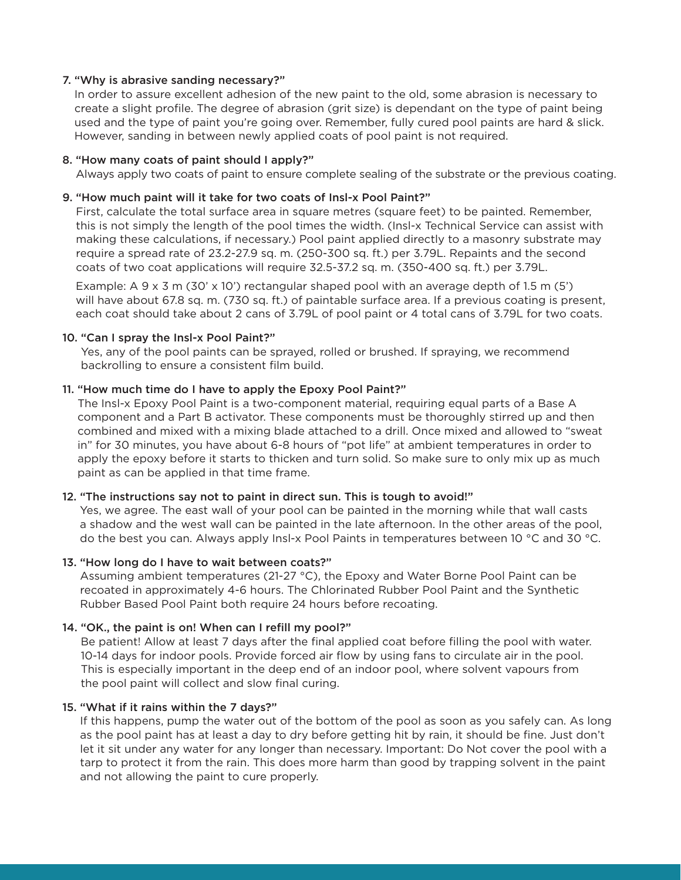7. **"Why is abrasive sanding necessary?"**

   In order to assure excellent adhesion of the new paint to the old, some abrasion is necessary to create a slight profile. The degree of abrasion (grit size) is dependant on the type of paint being used and the type of paint you're going over. Remember, fully cured pool paints are hard & slick. However, sanding in between newly applied coats of pool paint is not required.

8. **"How many coats of paint should I apply?"**

   Always apply two coats of paint to ensure complete sealing of the substrate or the previous coating.

9. **"How much paint will it take for two coats of Insl-x Pool Paint?"**

   First, calculate the total surface area in square metres (square feet) to be painted. Remember, this is not simply the length of the pool times the width. (Insl-x Technical Service can assist with making these calculations, if necessary.) Pool paint applied directly to a masonry substrate may require a spread rate of 23.2-27.9 sq. m. (250-300 sq. ft.) per 3.79L. Repaints and the second coats of two coat applications will require 32.5-37.2 sq. m. (350-400 sq. ft.) per 3.79L.

   Example: A 9 x 3 m (30' x 10') rectangular shaped pool with an average depth of 1.5 m (5') will have about 67.8 sq. m. (730 sq. ft.) of paintable surface area. If a previous coating is present, each coat should take about 2 cans of 3.79L of pool paint or 4 total cans of 3.79L for two coats.

10. **"Can I spray the Insl-x Pool Paint?"**

    Yes, any of the pool paints can be sprayed, rolled or brushed. If spraying, we recommend backrolling to ensure a consistent film build.

11. **"How much time do I have to apply the Epoxy Pool Paint?"**

    The Insl-x Epoxy Pool Paint is a two-component material, requiring equal parts of a Base A component and a Part B activator. These components must be thoroughly stirred up and then combined and mixed with a mixing blade attached to a drill. Once mixed and allowed to "sweat in" for 30 minutes, you have about 6-8 hours of "pot life" at ambient temperatures in order to apply the epoxy before it starts to thicken and turn solid. So make sure to only mix up as much paint as can be applied in that time frame.

12. **"The instructions say not to paint in direct sun. This is tough to avoid!"**

    Yes, we agree. The east wall of your pool can be painted in the morning while that wall casts a shadow and the west wall can be painted in the late afternoon. In the other areas of the pool, do the best you can. Always apply Insl-x Pool Paints in temperatures between 10 °C and 30 °C.

13. **"How long do I have to wait between coats?"**

    Assuming ambient temperatures (21-27 °C), the Epoxy and Water Borne Pool Paint can be recoated in approximately 4-6 hours. The Chlorinated Rubber Pool Paint and the Synthetic Rubber Based Pool Paint both require 24 hours before recoating.

14. **"OK., the paint is on! When can I refill my pool?"**

    Be patient! Allow at least 7 days after the final applied coat before filling the pool with water. 10-14 days for indoor pools. Provide forced air flow by using fans to circulate air in the pool. This is especially important in the deep end of an indoor pool, where solvent vapours from the pool paint will collect and slow final curing.

15. **"What if it rains within the 7 days?"**

    If this happens, pump the water out of the bottom of the pool as soon as you safely can. As long as the pool paint has at least a day to dry before getting hit by rain, it should be fine. Just don't let it sit under any water for any longer than necessary. Important: Do Not cover the pool with a tarp to protect it from the rain. This does more harm than good by trapping solvent in the paint and not allowing the paint to cure properly.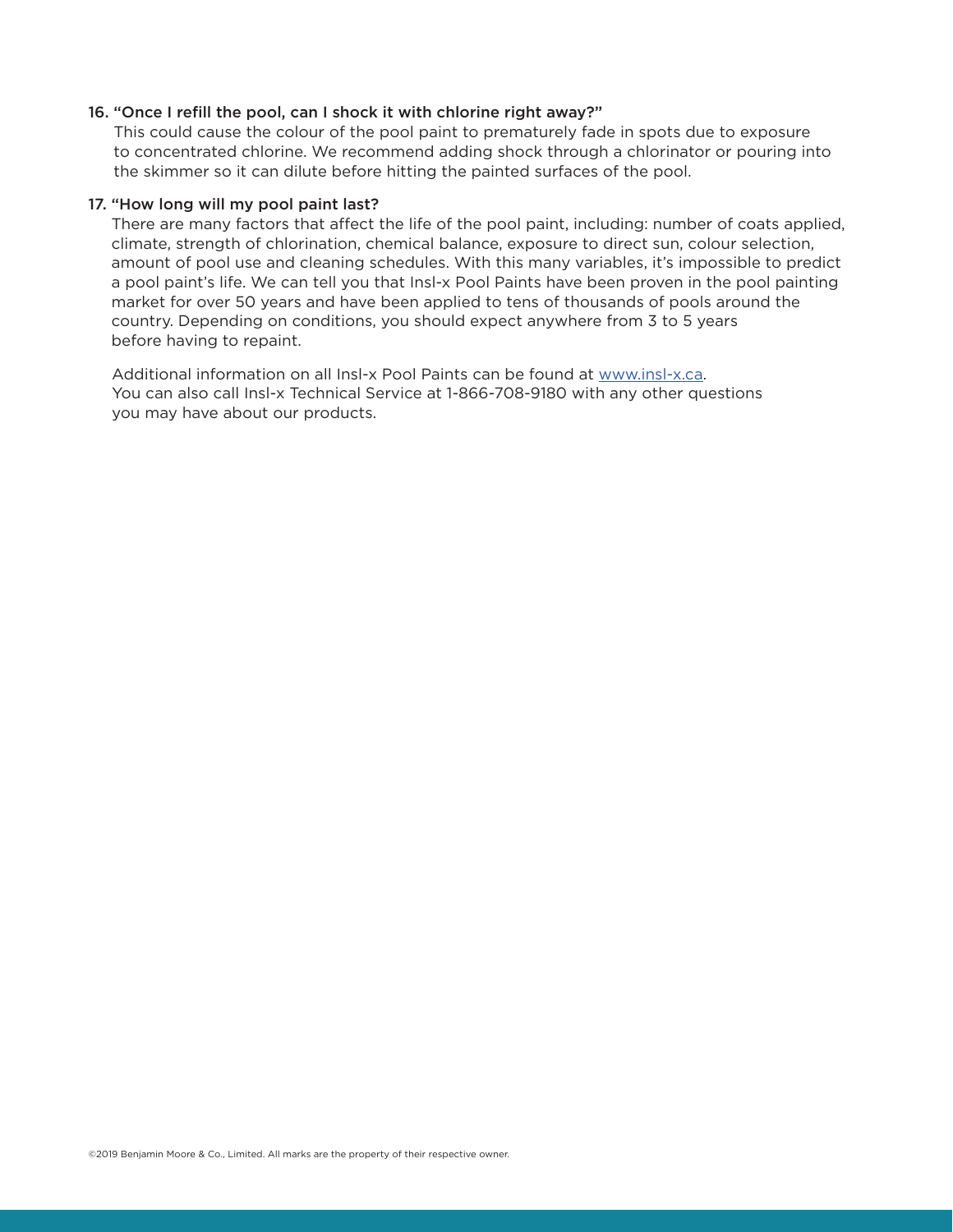16. **"Once I refill the pool, can I shock it with chlorine right away?"**

    This could cause the colour of the pool paint to prematurely fade in spots due to exposure to concentrated chlorine. We recommend adding shock through a chlorinator or pouring into the skimmer so it can dilute before hitting the painted surfaces of the pool.

17. **"How long will my pool paint last?**

    There are many factors that affect the life of the pool paint, including: number of coats applied, climate, strength of chlorination, chemical balance, exposure to direct sun, colour selection, amount of pool use and cleaning schedules. With this many variables, it's impossible to predict a pool paint's life. We can tell you that Insl-x Pool Paints have been proven in the pool painting market for over 50 years and have been applied to tens of thousands of pools around the country. Depending on conditions, you should expect anywhere from 3 to 5 years before having to repaint.

    Additional information on all Insl-x Pool Paints can be found at [www.insl-x.ca](http://www.insl-x.ca). You can also call Insl-x Technical Service at 1-866-708-9180 with any other questions you may have about our products.

©2019 Benjamin Moore & Co., Limited. All marks are the property of their respective owner.